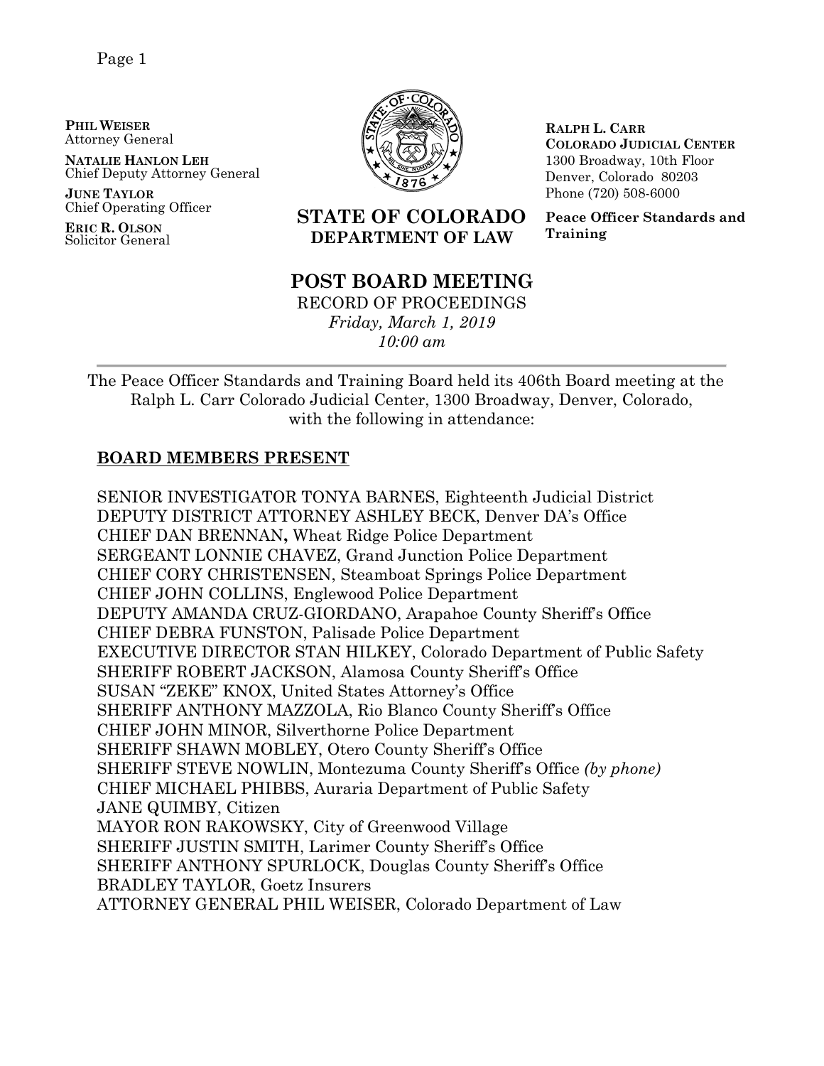**PHIL WEISER**
Attorney General

**NATALIE HANLON LEH**
Chief Deputy Attorney General

**JUNE TAYLOR**
Chief Operating Officer

**ERIC R. OLSON**
Solicitor General

**STATE OF COLORADO**
**DEPARTMENT OF LAW**

**RALPH L. CARR**
**COLORADO JUDICIAL CENTER**
1300 Broadway, 10th Floor
Denver, Colorado 80203
Phone (720) 508-6000

**Peace Officer Standards and Training**

# POST BOARD MEETING

RECORD OF PROCEEDINGS
*Friday, March 1, 2019*
*10:00 am*

---

The Peace Officer Standards and Training Board held its 406th Board meeting at the Ralph L. Carr Colorado Judicial Center, 1300 Broadway, Denver, Colorado, with the following in attendance:

## BOARD MEMBERS PRESENT

SENIOR INVESTIGATOR TONYA BARNES, Eighteenth Judicial District
DEPUTY DISTRICT ATTORNEY ASHLEY BECK, Denver DA's Office
CHIEF DAN BRENNAN**,** Wheat Ridge Police Department
SERGEANT LONNIE CHAVEZ, Grand Junction Police Department
CHIEF CORY CHRISTENSEN, Steamboat Springs Police Department
CHIEF JOHN COLLINS, Englewood Police Department
DEPUTY AMANDA CRUZ-GIORDANO, Arapahoe County Sheriff's Office
CHIEF DEBRA FUNSTON, Palisade Police Department
EXECUTIVE DIRECTOR STAN HILKEY, Colorado Department of Public Safety
SHERIFF ROBERT JACKSON, Alamosa County Sheriff's Office
SUSAN "ZEKE" KNOX, United States Attorney's Office
SHERIFF ANTHONY MAZZOLA, Rio Blanco County Sheriff's Office
CHIEF JOHN MINOR, Silverthorne Police Department
SHERIFF SHAWN MOBLEY, Otero County Sheriff's Office
SHERIFF STEVE NOWLIN, Montezuma County Sheriff's Office *(by phone)*
CHIEF MICHAEL PHIBBS, Auraria Department of Public Safety
JANE QUIMBY, Citizen
MAYOR RON RAKOWSKY, City of Greenwood Village
SHERIFF JUSTIN SMITH, Larimer County Sheriff's Office
SHERIFF ANTHONY SPURLOCK, Douglas County Sheriff's Office
BRADLEY TAYLOR, Goetz Insurers
ATTORNEY GENERAL PHIL WEISER, Colorado Department of Law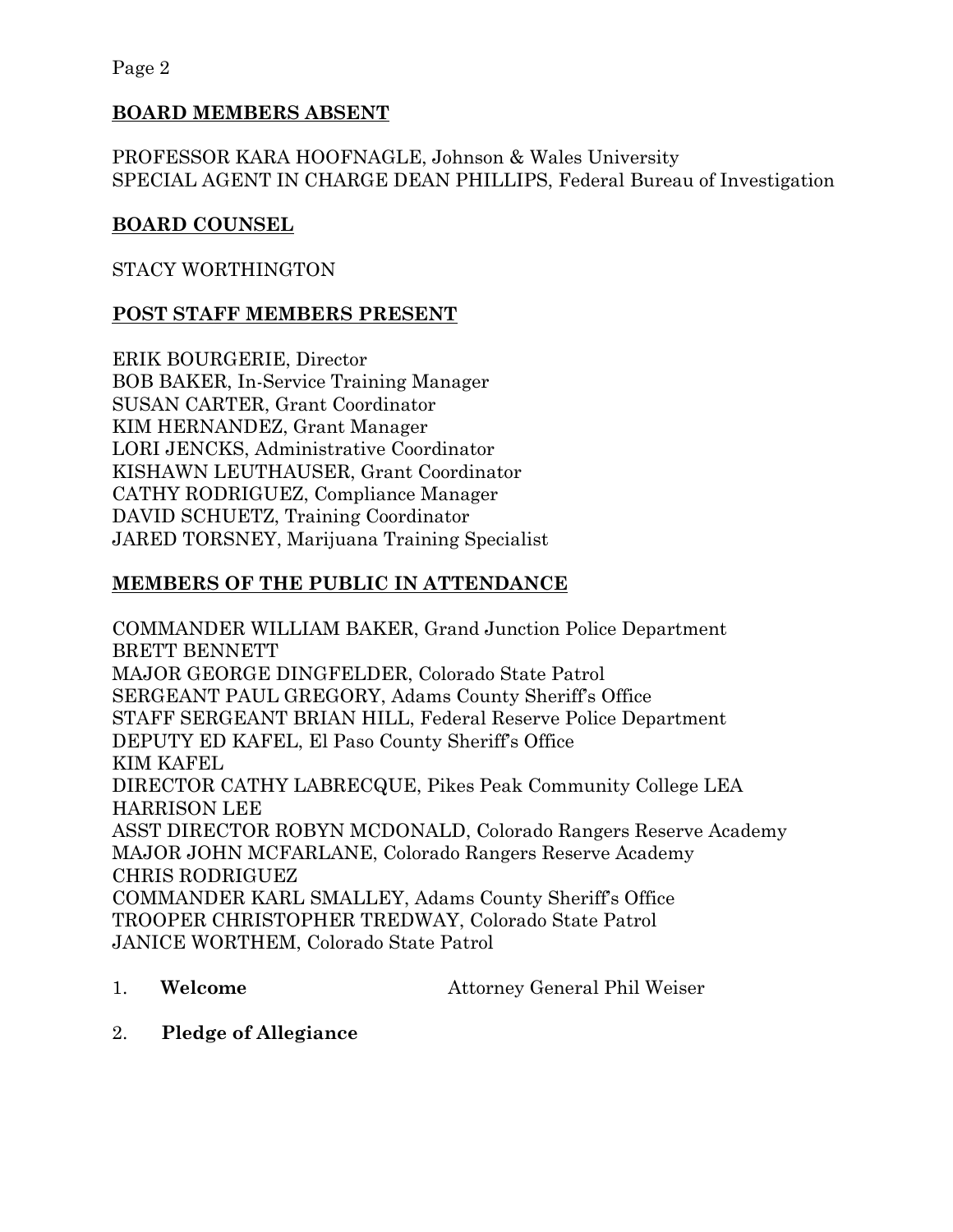**BOARD MEMBERS ABSENT**

PROFESSOR KARA HOOFNAGLE, Johnson & Wales University
SPECIAL AGENT IN CHARGE DEAN PHILLIPS, Federal Bureau of Investigation

**BOARD COUNSEL**

STACY WORTHINGTON

**POST STAFF MEMBERS PRESENT**

ERIK BOURGERIE, Director
BOB BAKER, In-Service Training Manager
SUSAN CARTER, Grant Coordinator
KIM HERNANDEZ, Grant Manager
LORI JENCKS, Administrative Coordinator
KISHAWN LEUTHAUSER, Grant Coordinator
CATHY RODRIGUEZ, Compliance Manager
DAVID SCHUETZ, Training Coordinator
JARED TORSNEY, Marijuana Training Specialist

**MEMBERS OF THE PUBLIC IN ATTENDANCE**

COMMANDER WILLIAM BAKER, Grand Junction Police Department
BRETT BENNETT
MAJOR GEORGE DINGFELDER, Colorado State Patrol
SERGEANT PAUL GREGORY, Adams County Sheriff's Office
STAFF SERGEANT BRIAN HILL, Federal Reserve Police Department
DEPUTY ED KAFEL, El Paso County Sheriff's Office
KIM KAFEL
DIRECTOR CATHY LABRECQUE, Pikes Peak Community College LEA
HARRISON LEE
ASST DIRECTOR ROBYN MCDONALD, Colorado Rangers Reserve Academy
MAJOR JOHN MCFARLANE, Colorado Rangers Reserve Academy
CHRIS RODRIGUEZ
COMMANDER KARL SMALLEY, Adams County Sheriff's Office
TROOPER CHRISTOPHER TREDWAY, Colorado State Patrol
JANICE WORTHEM, Colorado State Patrol

1. **Welcome** Attorney General Phil Weiser

2. **Pledge of Allegiance**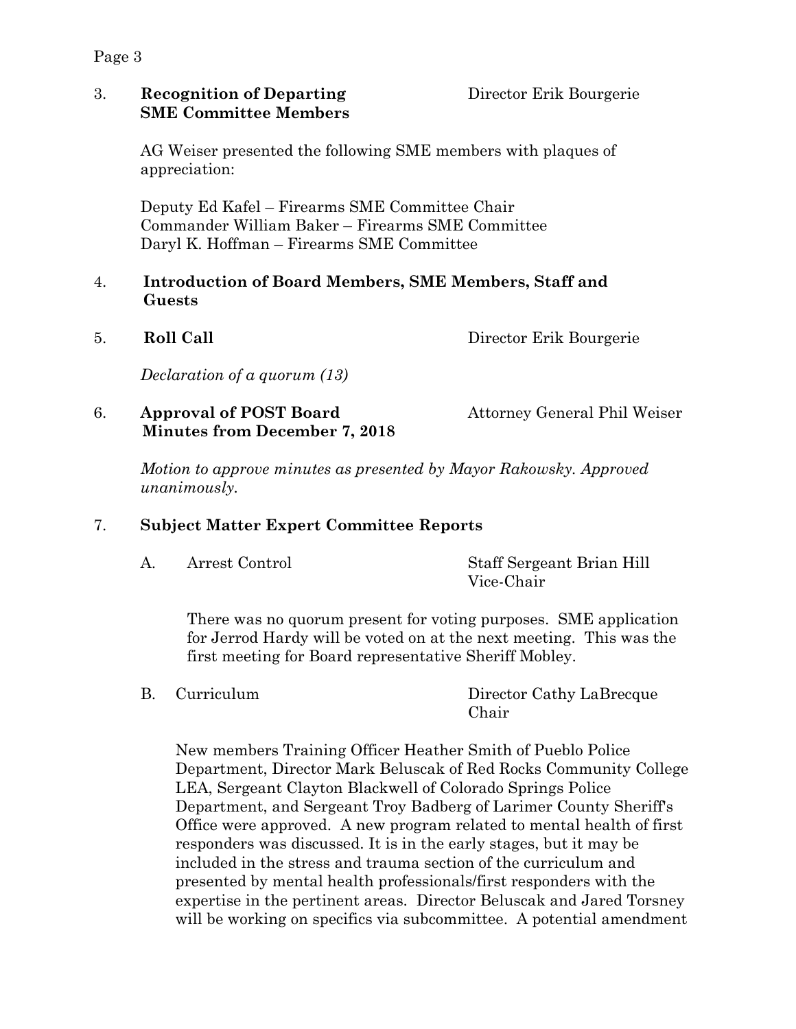3. **Recognition of Departing SME Committee Members** — Director Erik Bourgerie

AG Weiser presented the following SME members with plaques of appreciation:

Deputy Ed Kafel – Firearms SME Committee Chair
Commander William Baker – Firearms SME Committee
Daryl K. Hoffman – Firearms SME Committee

4. **Introduction of Board Members, SME Members, Staff and Guests**

5. **Roll Call** — Director Erik Bourgerie

*Declaration of a quorum (13)*

6. **Approval of POST Board Minutes from December 7, 2018** — Attorney General Phil Weiser

*Motion to approve minutes as presented by Mayor Rakowsky. Approved unanimously.*

7. **Subject Matter Expert Committee Reports**

A. Arrest Control — Staff Sergeant Brian Hill, Vice-Chair

There was no quorum present for voting purposes. SME application for Jerrod Hardy will be voted on at the next meeting. This was the first meeting for Board representative Sheriff Mobley.

B. Curriculum — Director Cathy LaBrecque, Chair

New members Training Officer Heather Smith of Pueblo Police Department, Director Mark Beluscak of Red Rocks Community College LEA, Sergeant Clayton Blackwell of Colorado Springs Police Department, and Sergeant Troy Badberg of Larimer County Sheriff's Office were approved. A new program related to mental health of first responders was discussed. It is in the early stages, but it may be included in the stress and trauma section of the curriculum and presented by mental health professionals/first responders with the expertise in the pertinent areas. Director Beluscak and Jared Torsney will be working on specifics via subcommittee. A potential amendment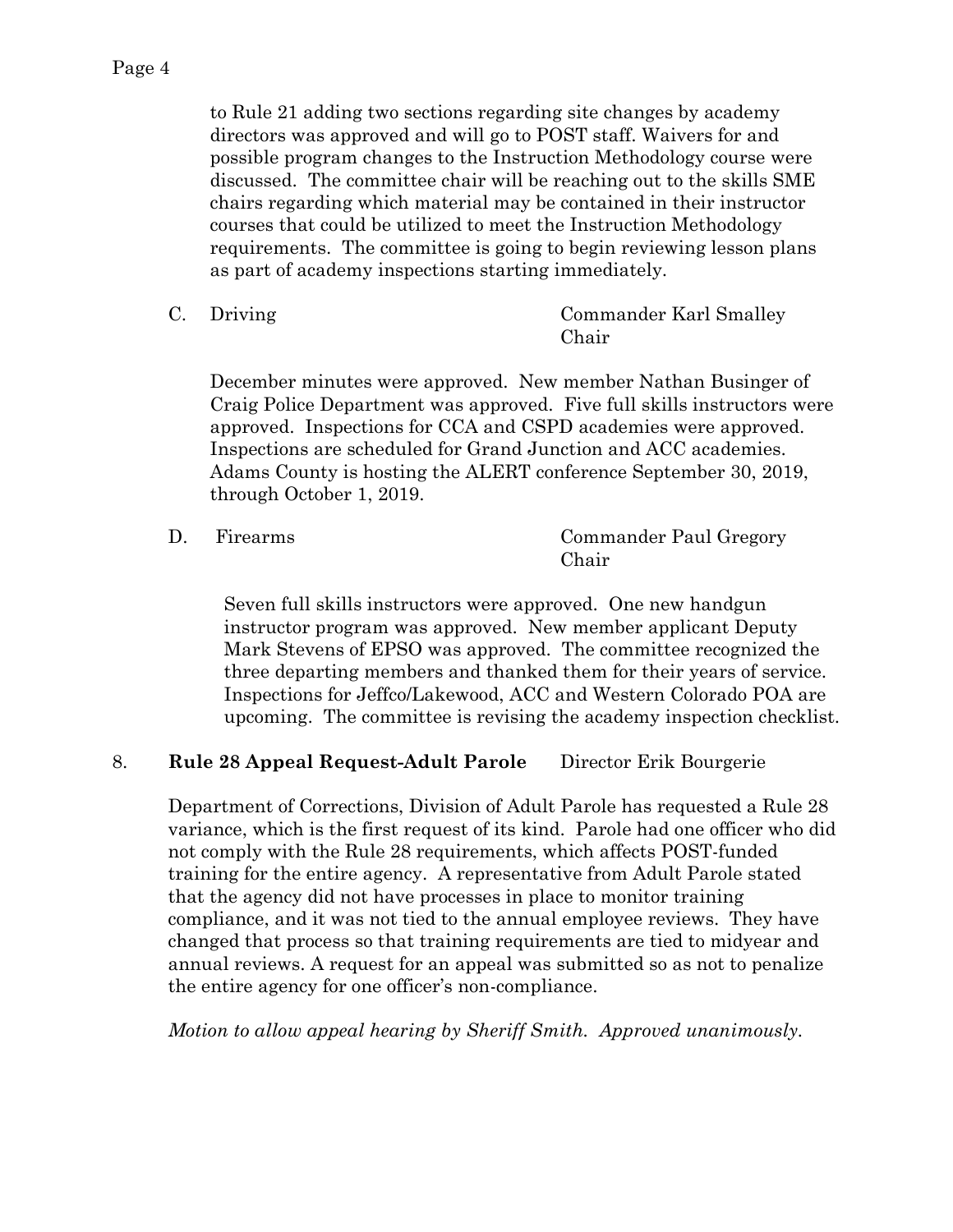to Rule 21 adding two sections regarding site changes by academy directors was approved and will go to POST staff. Waivers for and possible program changes to the Instruction Methodology course were discussed. The committee chair will be reaching out to the skills SME chairs regarding which material may be contained in their instructor courses that could be utilized to meet the Instruction Methodology requirements. The committee is going to begin reviewing lesson plans as part of academy inspections starting immediately.

C. Driving — Commander Karl Smalley, Chair

December minutes were approved. New member Nathan Businger of Craig Police Department was approved. Five full skills instructors were approved. Inspections for CCA and CSPD academies were approved. Inspections are scheduled for Grand Junction and ACC academies. Adams County is hosting the ALERT conference September 30, 2019, through October 1, 2019.

D. Firearms — Commander Paul Gregory, Chair

Seven full skills instructors were approved. One new handgun instructor program was approved. New member applicant Deputy Mark Stevens of EPSO was approved. The committee recognized the three departing members and thanked them for their years of service. Inspections for Jeffco/Lakewood, ACC and Western Colorado POA are upcoming. The committee is revising the academy inspection checklist.

8. **Rule 28 Appeal Request-Adult Parole** — Director Erik Bourgerie

Department of Corrections, Division of Adult Parole has requested a Rule 28 variance, which is the first request of its kind. Parole had one officer who did not comply with the Rule 28 requirements, which affects POST-funded training for the entire agency. A representative from Adult Parole stated that the agency did not have processes in place to monitor training compliance, and it was not tied to the annual employee reviews. They have changed that process so that training requirements are tied to midyear and annual reviews. A request for an appeal was submitted so as not to penalize the entire agency for one officer's non-compliance.

*Motion to allow appeal hearing by Sheriff Smith. Approved unanimously.*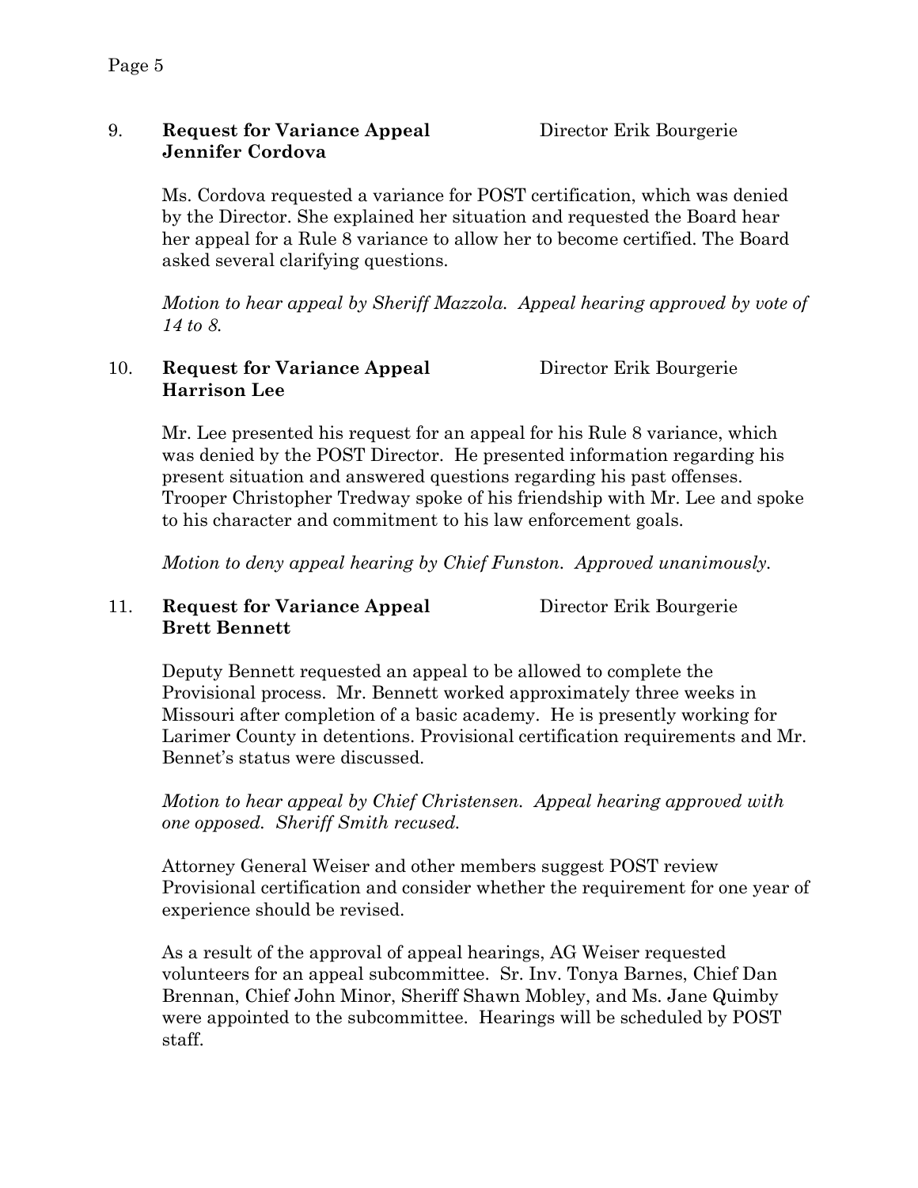9. **Request for Variance Appeal** Director Erik Bourgerie
**Jennifer Cordova**

Ms. Cordova requested a variance for POST certification, which was denied by the Director. She explained her situation and requested the Board hear her appeal for a Rule 8 variance to allow her to become certified. The Board asked several clarifying questions.

*Motion to hear appeal by Sheriff Mazzola. Appeal hearing approved by vote of 14 to 8.*

10. **Request for Variance Appeal** Director Erik Bourgerie
**Harrison Lee**

Mr. Lee presented his request for an appeal for his Rule 8 variance, which was denied by the POST Director. He presented information regarding his present situation and answered questions regarding his past offenses. Trooper Christopher Tredway spoke of his friendship with Mr. Lee and spoke to his character and commitment to his law enforcement goals.

*Motion to deny appeal hearing by Chief Funston. Approved unanimously.*

11. **Request for Variance Appeal** Director Erik Bourgerie
**Brett Bennett**

Deputy Bennett requested an appeal to be allowed to complete the Provisional process. Mr. Bennett worked approximately three weeks in Missouri after completion of a basic academy. He is presently working for Larimer County in detentions. Provisional certification requirements and Mr. Bennet's status were discussed.

*Motion to hear appeal by Chief Christensen. Appeal hearing approved with one opposed. Sheriff Smith recused.*

Attorney General Weiser and other members suggest POST review Provisional certification and consider whether the requirement for one year of experience should be revised.

As a result of the approval of appeal hearings, AG Weiser requested volunteers for an appeal subcommittee. Sr. Inv. Tonya Barnes, Chief Dan Brennan, Chief John Minor, Sheriff Shawn Mobley, and Ms. Jane Quimby were appointed to the subcommittee. Hearings will be scheduled by POST staff.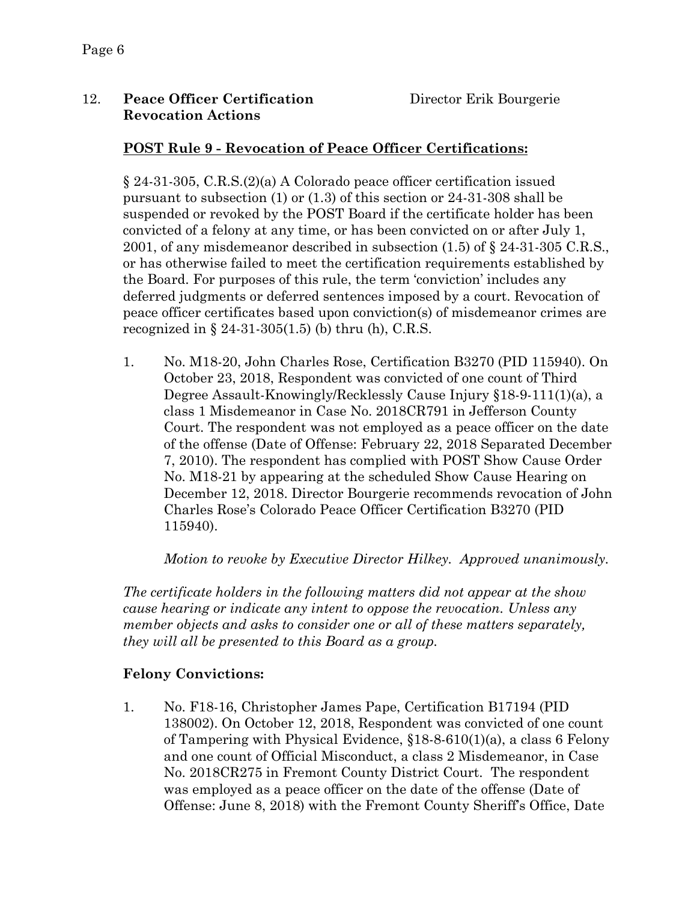12. **Peace Officer Certification Revocation Actions** Director Erik Bourgerie

**POST Rule 9 - Revocation of Peace Officer Certifications:**

§ 24-31-305, C.R.S.(2)(a) A Colorado peace officer certification issued pursuant to subsection (1) or (1.3) of this section or 24-31-308 shall be suspended or revoked by the POST Board if the certificate holder has been convicted of a felony at any time, or has been convicted on or after July 1, 2001, of any misdemeanor described in subsection (1.5) of § 24-31-305 C.R.S., or has otherwise failed to meet the certification requirements established by the Board. For purposes of this rule, the term 'conviction' includes any deferred judgments or deferred sentences imposed by a court. Revocation of peace officer certificates based upon conviction(s) of misdemeanor crimes are recognized in § 24-31-305(1.5) (b) thru (h), C.R.S.

1. No. M18-20, John Charles Rose, Certification B3270 (PID 115940). On October 23, 2018, Respondent was convicted of one count of Third Degree Assault-Knowingly/Recklessly Cause Injury §18-9-111(1)(a), a class 1 Misdemeanor in Case No. 2018CR791 in Jefferson County Court. The respondent was not employed as a peace officer on the date of the offense (Date of Offense: February 22, 2018 Separated December 7, 2010). The respondent has complied with POST Show Cause Order No. M18-21 by appearing at the scheduled Show Cause Hearing on December 12, 2018. Director Bourgerie recommends revocation of John Charles Rose's Colorado Peace Officer Certification B3270 (PID 115940).

   *Motion to revoke by Executive Director Hilkey. Approved unanimously.*

*The certificate holders in the following matters did not appear at the show cause hearing or indicate any intent to oppose the revocation. Unless any member objects and asks to consider one or all of these matters separately, they will all be presented to this Board as a group.*

**Felony Convictions:**

1. No. F18-16, Christopher James Pape, Certification B17194 (PID 138002). On October 12, 2018, Respondent was convicted of one count of Tampering with Physical Evidence, §18-8-610(1)(a), a class 6 Felony and one count of Official Misconduct, a class 2 Misdemeanor, in Case No. 2018CR275 in Fremont County District Court. The respondent was employed as a peace officer on the date of the offense (Date of Offense: June 8, 2018) with the Fremont County Sheriff's Office, Date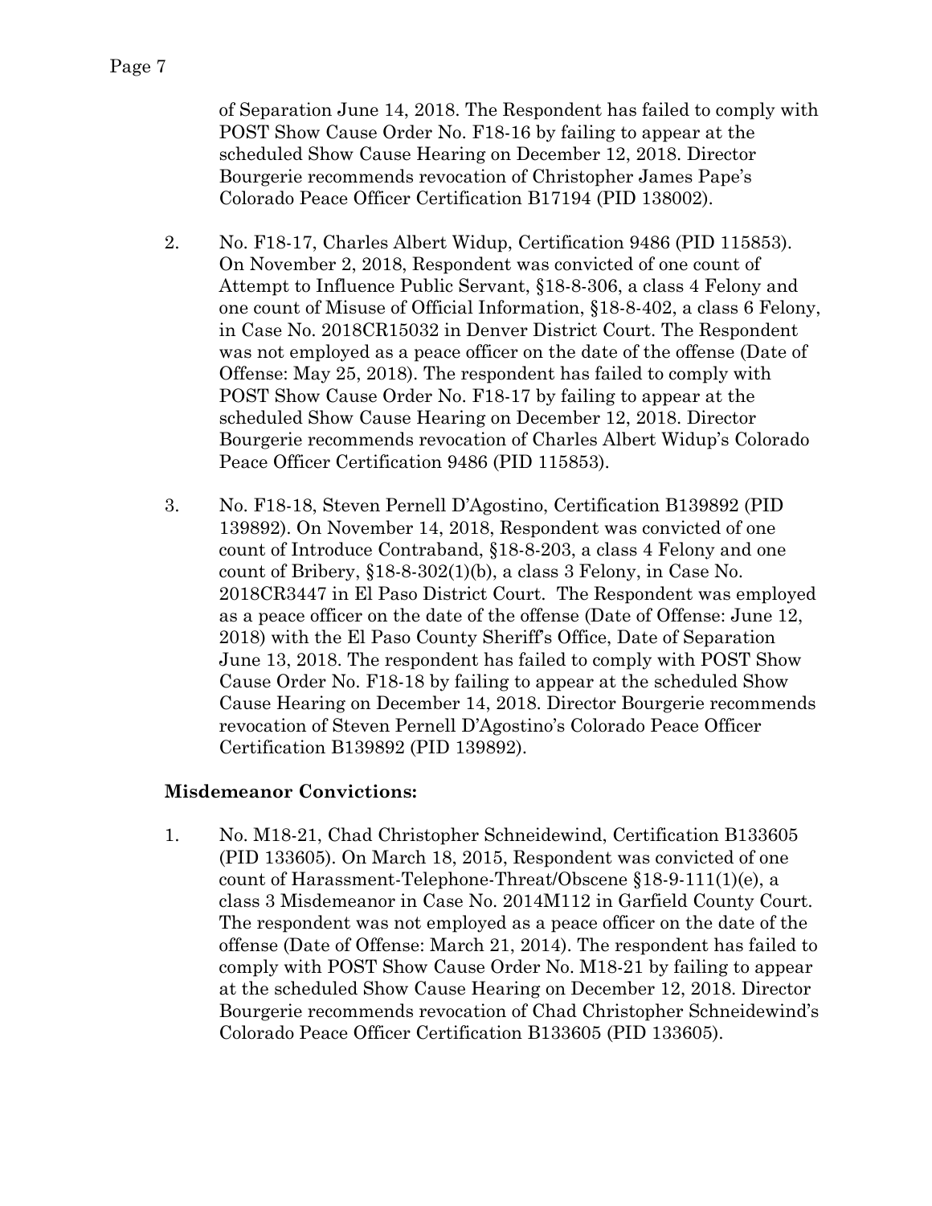of Separation June 14, 2018. The Respondent has failed to comply with POST Show Cause Order No. F18-16 by failing to appear at the scheduled Show Cause Hearing on December 12, 2018. Director Bourgerie recommends revocation of Christopher James Pape's Colorado Peace Officer Certification B17194 (PID 138002).

2. No. F18-17, Charles Albert Widup, Certification 9486 (PID 115853). On November 2, 2018, Respondent was convicted of one count of Attempt to Influence Public Servant, §18-8-306, a class 4 Felony and one count of Misuse of Official Information, §18-8-402, a class 6 Felony, in Case No. 2018CR15032 in Denver District Court. The Respondent was not employed as a peace officer on the date of the offense (Date of Offense: May 25, 2018). The respondent has failed to comply with POST Show Cause Order No. F18-17 by failing to appear at the scheduled Show Cause Hearing on December 12, 2018. Director Bourgerie recommends revocation of Charles Albert Widup's Colorado Peace Officer Certification 9486 (PID 115853).

3. No. F18-18, Steven Pernell D'Agostino, Certification B139892 (PID 139892). On November 14, 2018, Respondent was convicted of one count of Introduce Contraband, §18-8-203, a class 4 Felony and one count of Bribery, §18-8-302(1)(b), a class 3 Felony, in Case No. 2018CR3447 in El Paso District Court. The Respondent was employed as a peace officer on the date of the offense (Date of Offense: June 12, 2018) with the El Paso County Sheriff's Office, Date of Separation June 13, 2018. The respondent has failed to comply with POST Show Cause Order No. F18-18 by failing to appear at the scheduled Show Cause Hearing on December 14, 2018. Director Bourgerie recommends revocation of Steven Pernell D'Agostino's Colorado Peace Officer Certification B139892 (PID 139892).

**Misdemeanor Convictions:**

1. No. M18-21, Chad Christopher Schneidewind, Certification B133605 (PID 133605). On March 18, 2015, Respondent was convicted of one count of Harassment-Telephone-Threat/Obscene §18-9-111(1)(e), a class 3 Misdemeanor in Case No. 2014M112 in Garfield County Court. The respondent was not employed as a peace officer on the date of the offense (Date of Offense: March 21, 2014). The respondent has failed to comply with POST Show Cause Order No. M18-21 by failing to appear at the scheduled Show Cause Hearing on December 12, 2018. Director Bourgerie recommends revocation of Chad Christopher Schneidewind's Colorado Peace Officer Certification B133605 (PID 133605).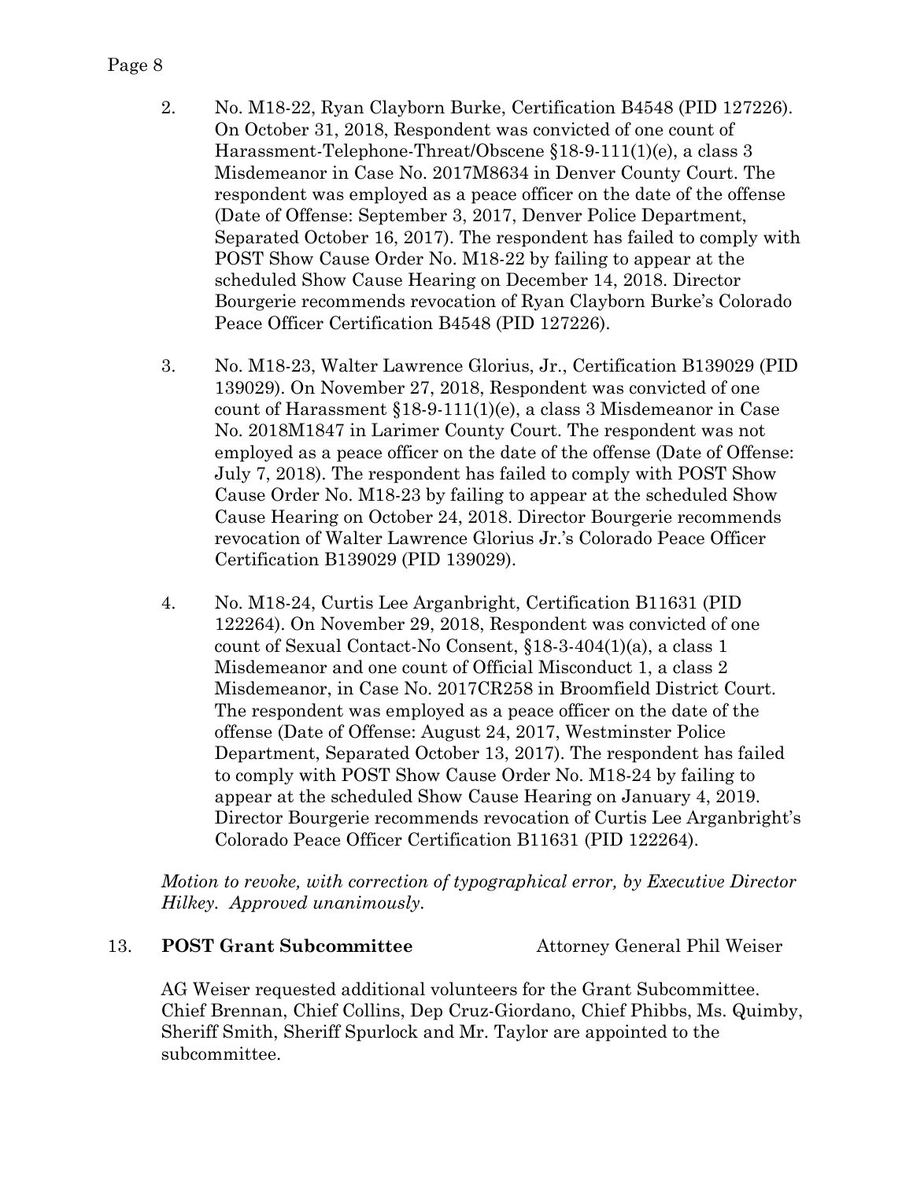2. No. M18-22, Ryan Clayborn Burke, Certification B4548 (PID 127226). On October 31, 2018, Respondent was convicted of one count of Harassment-Telephone-Threat/Obscene §18-9-111(1)(e), a class 3 Misdemeanor in Case No. 2017M8634 in Denver County Court. The respondent was employed as a peace officer on the date of the offense (Date of Offense: September 3, 2017, Denver Police Department, Separated October 16, 2017). The respondent has failed to comply with POST Show Cause Order No. M18-22 by failing to appear at the scheduled Show Cause Hearing on December 14, 2018. Director Bourgerie recommends revocation of Ryan Clayborn Burke's Colorado Peace Officer Certification B4548 (PID 127226).

3. No. M18-23, Walter Lawrence Glorius, Jr., Certification B139029 (PID 139029). On November 27, 2018, Respondent was convicted of one count of Harassment §18-9-111(1)(e), a class 3 Misdemeanor in Case No. 2018M1847 in Larimer County Court. The respondent was not employed as a peace officer on the date of the offense (Date of Offense: July 7, 2018). The respondent has failed to comply with POST Show Cause Order No. M18-23 by failing to appear at the scheduled Show Cause Hearing on October 24, 2018. Director Bourgerie recommends revocation of Walter Lawrence Glorius Jr.'s Colorado Peace Officer Certification B139029 (PID 139029).

4. No. M18-24, Curtis Lee Arganbright, Certification B11631 (PID 122264). On November 29, 2018, Respondent was convicted of one count of Sexual Contact-No Consent, §18-3-404(1)(a), a class 1 Misdemeanor and one count of Official Misconduct 1, a class 2 Misdemeanor, in Case No. 2017CR258 in Broomfield District Court. The respondent was employed as a peace officer on the date of the offense (Date of Offense: August 24, 2017, Westminster Police Department, Separated October 13, 2017). The respondent has failed to comply with POST Show Cause Order No. M18-24 by failing to appear at the scheduled Show Cause Hearing on January 4, 2019. Director Bourgerie recommends revocation of Curtis Lee Arganbright's Colorado Peace Officer Certification B11631 (PID 122264).

*Motion to revoke, with correction of typographical error, by Executive Director Hilkey. Approved unanimously.*

13. **POST Grant Subcommittee** Attorney General Phil Weiser

AG Weiser requested additional volunteers for the Grant Subcommittee. Chief Brennan, Chief Collins, Dep Cruz-Giordano, Chief Phibbs, Ms. Quimby, Sheriff Smith, Sheriff Spurlock and Mr. Taylor are appointed to the subcommittee.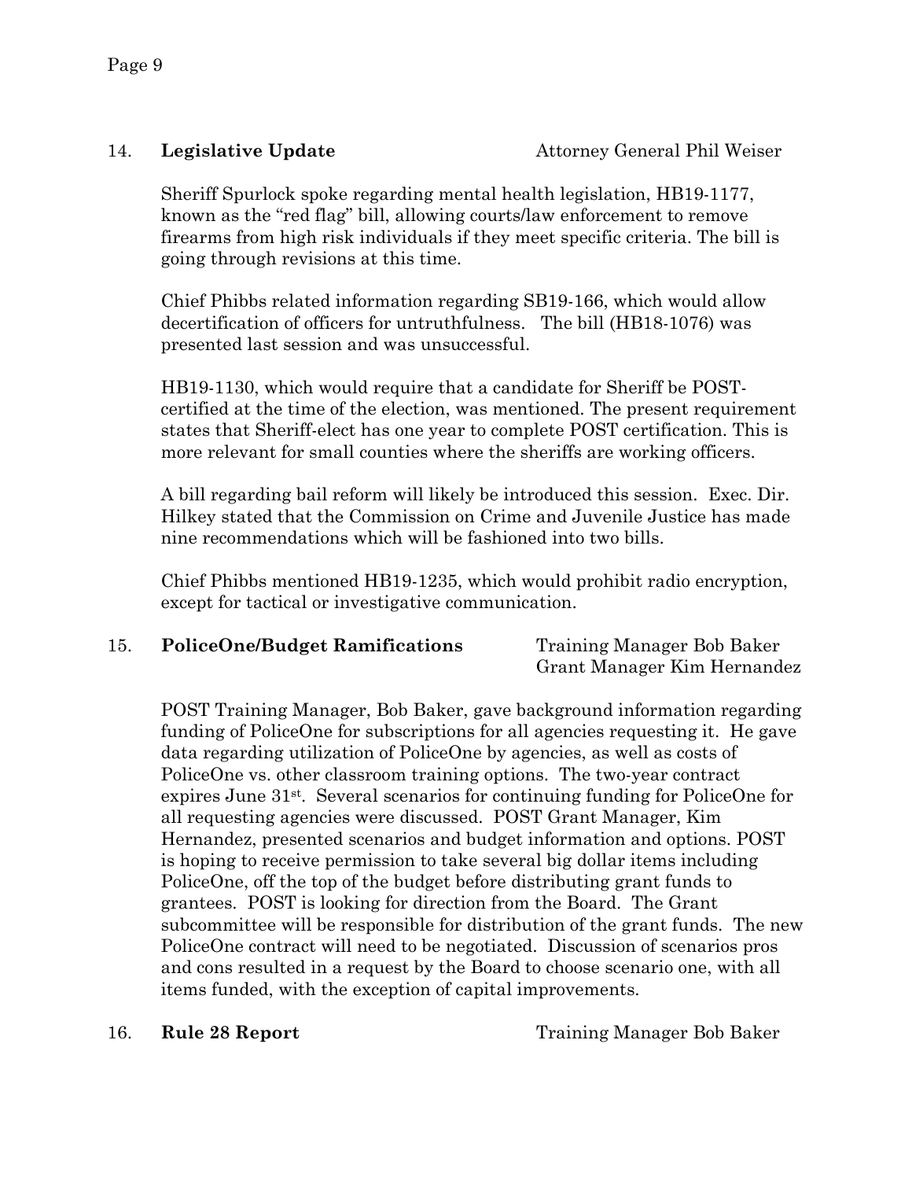14. **Legislative Update** Attorney General Phil Weiser

Sheriff Spurlock spoke regarding mental health legislation, HB19-1177, known as the "red flag" bill, allowing courts/law enforcement to remove firearms from high risk individuals if they meet specific criteria. The bill is going through revisions at this time.

Chief Phibbs related information regarding SB19-166, which would allow decertification of officers for untruthfulness. The bill (HB18-1076) was presented last session and was unsuccessful.

HB19-1130, which would require that a candidate for Sheriff be POST-certified at the time of the election, was mentioned. The present requirement states that Sheriff-elect has one year to complete POST certification. This is more relevant for small counties where the sheriffs are working officers.

A bill regarding bail reform will likely be introduced this session. Exec. Dir. Hilkey stated that the Commission on Crime and Juvenile Justice has made nine recommendations which will be fashioned into two bills.

Chief Phibbs mentioned HB19-1235, which would prohibit radio encryption, except for tactical or investigative communication.

15. **PoliceOne/Budget Ramifications** Training Manager Bob Baker
Grant Manager Kim Hernandez

POST Training Manager, Bob Baker, gave background information regarding funding of PoliceOne for subscriptions for all agencies requesting it. He gave data regarding utilization of PoliceOne by agencies, as well as costs of PoliceOne vs. other classroom training options. The two-year contract expires June 31st. Several scenarios for continuing funding for PoliceOne for all requesting agencies were discussed. POST Grant Manager, Kim Hernandez, presented scenarios and budget information and options. POST is hoping to receive permission to take several big dollar items including PoliceOne, off the top of the budget before distributing grant funds to grantees. POST is looking for direction from the Board. The Grant subcommittee will be responsible for distribution of the grant funds. The new PoliceOne contract will need to be negotiated. Discussion of scenarios pros and cons resulted in a request by the Board to choose scenario one, with all items funded, with the exception of capital improvements.

16. **Rule 28 Report** Training Manager Bob Baker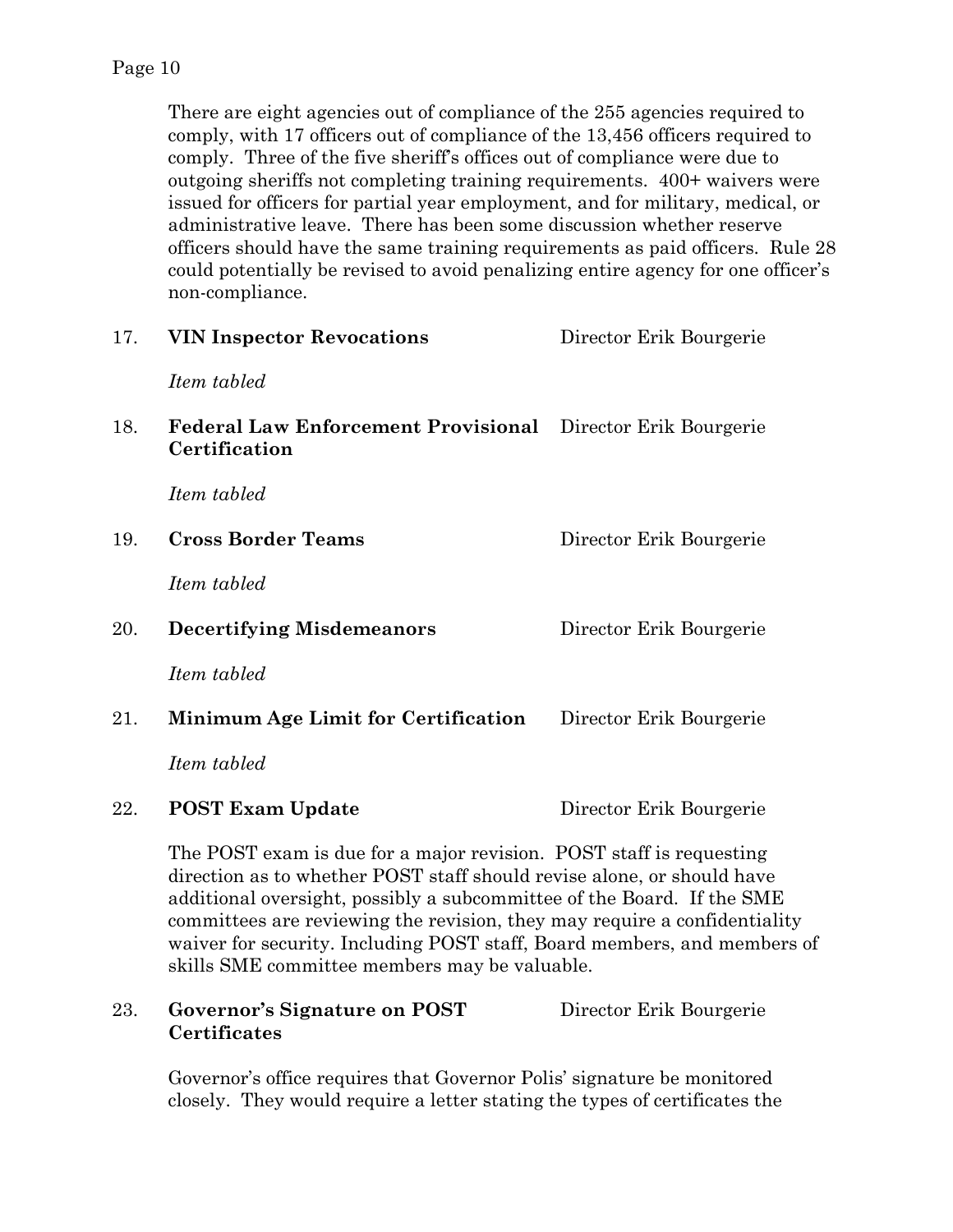There are eight agencies out of compliance of the 255 agencies required to comply, with 17 officers out of compliance of the 13,456 officers required to comply. Three of the five sheriff's offices out of compliance were due to outgoing sheriffs not completing training requirements. 400+ waivers were issued for officers for partial year employment, and for military, medical, or administrative leave. There has been some discussion whether reserve officers should have the same training requirements as paid officers. Rule 28 could potentially be revised to avoid penalizing entire agency for one officer's non-compliance.

17. **VIN Inspector Revocations** — Director Erik Bourgerie

*Item tabled*

18. **Federal Law Enforcement Provisional Certification** — Director Erik Bourgerie

*Item tabled*

19. **Cross Border Teams** — Director Erik Bourgerie

*Item tabled*

20. **Decertifying Misdemeanors** — Director Erik Bourgerie

*Item tabled*

21. **Minimum Age Limit for Certification** — Director Erik Bourgerie

*Item tabled*

22. **POST Exam Update** — Director Erik Bourgerie

The POST exam is due for a major revision. POST staff is requesting direction as to whether POST staff should revise alone, or should have additional oversight, possibly a subcommittee of the Board. If the SME committees are reviewing the revision, they may require a confidentiality waiver for security. Including POST staff, Board members, and members of skills SME committee members may be valuable.

23. **Governor's Signature on POST Certificates** — Director Erik Bourgerie

Governor's office requires that Governor Polis' signature be monitored closely. They would require a letter stating the types of certificates the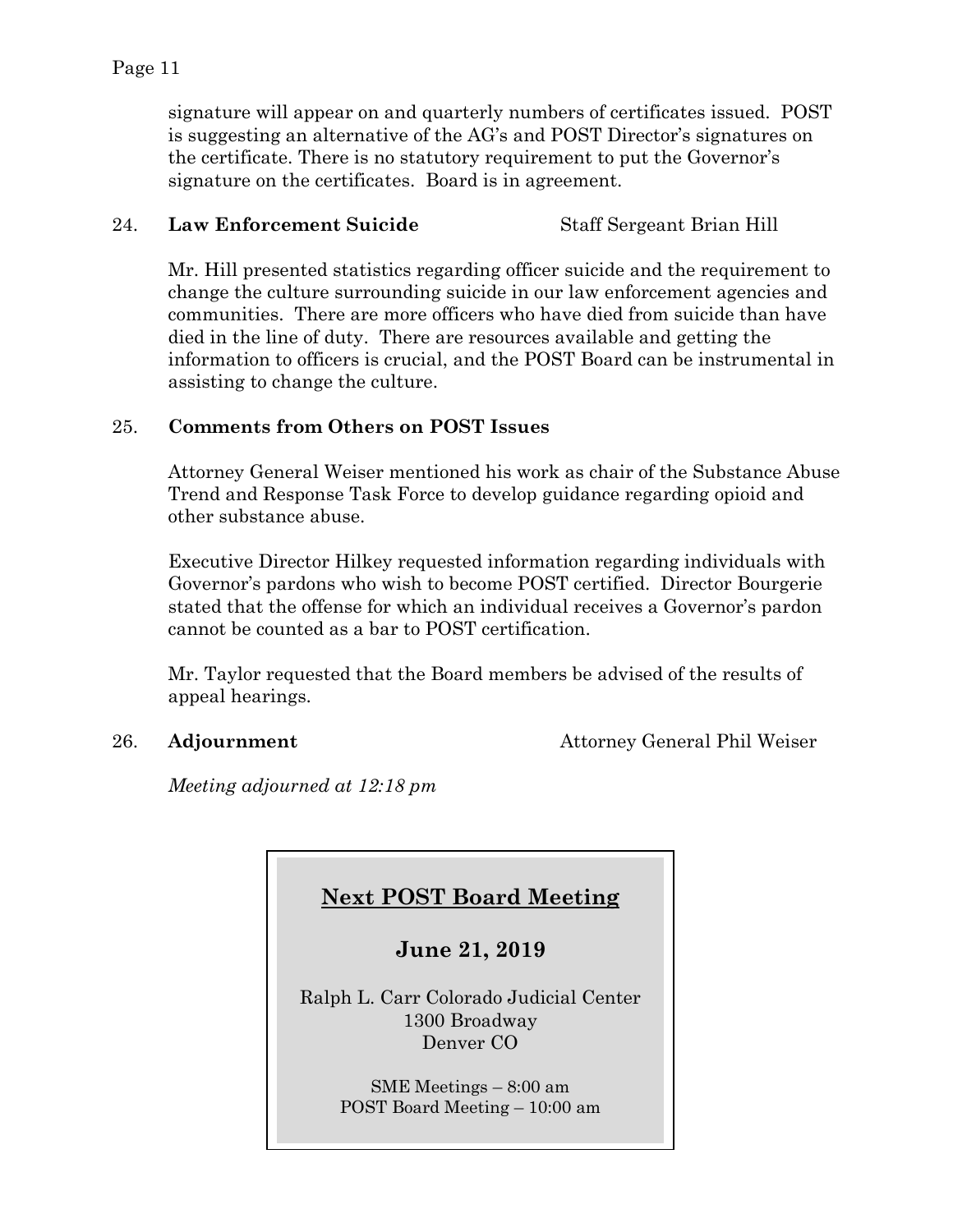signature will appear on and quarterly numbers of certificates issued. POST is suggesting an alternative of the AG's and POST Director's signatures on the certificate. There is no statutory requirement to put the Governor's signature on the certificates. Board is in agreement.

24. **Law Enforcement Suicide** Staff Sergeant Brian Hill

Mr. Hill presented statistics regarding officer suicide and the requirement to change the culture surrounding suicide in our law enforcement agencies and communities. There are more officers who have died from suicide than have died in the line of duty. There are resources available and getting the information to officers is crucial, and the POST Board can be instrumental in assisting to change the culture.

25. **Comments from Others on POST Issues**

Attorney General Weiser mentioned his work as chair of the Substance Abuse Trend and Response Task Force to develop guidance regarding opioid and other substance abuse.

Executive Director Hilkey requested information regarding individuals with Governor's pardons who wish to become POST certified. Director Bourgerie stated that the offense for which an individual receives a Governor's pardon cannot be counted as a bar to POST certification.

Mr. Taylor requested that the Board members be advised of the results of appeal hearings.

26. **Adjournment** Attorney General Phil Weiser

*Meeting adjourned at 12:18 pm*

**Next POST Board Meeting**

**June 21, 2019**

Ralph L. Carr Colorado Judicial Center
1300 Broadway
Denver CO

SME Meetings – 8:00 am
POST Board Meeting – 10:00 am